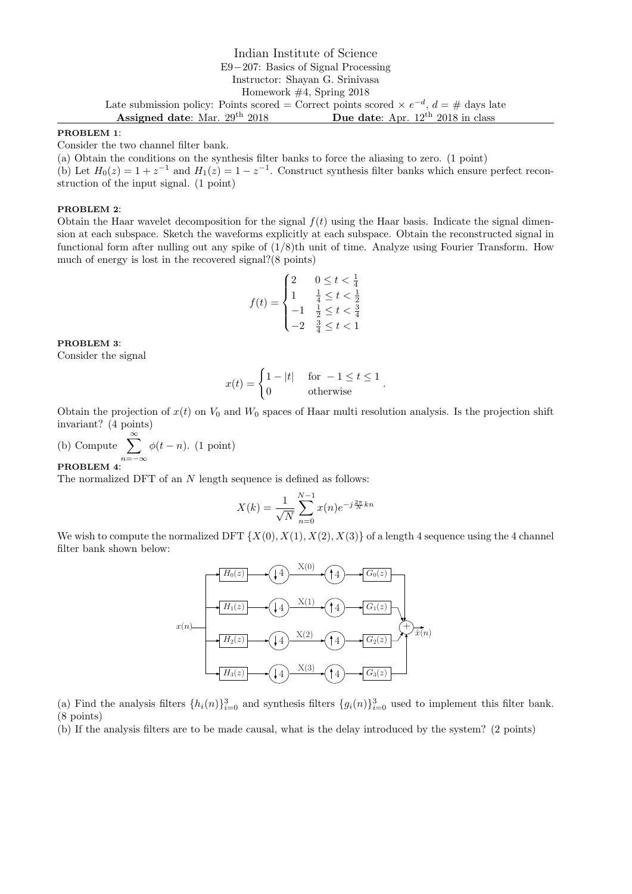Indian Institute of Science

E9−207: Basics of Signal Processing

Instructor: Shayan G. Srinivasa

Homework #4, Spring 2018

Late submission policy: Points scored = Correct points scored × $e^{-d}$, $d$ = # days late

**Assigned date**: Mar. 29th 2018 **Due date**: Apr. 12th 2018 in class

**PROBLEM 1**:

Consider the two channel filter bank.

(a) Obtain the conditions on the synthesis filter banks to force the aliasing to zero. (1 point)

(b) Let $H_0(z) = 1 + z^{-1}$ and $H_1(z) = 1 - z^{-1}$. Construct synthesis filter banks which ensure perfect reconstruction of the input signal. (1 point)

**PROBLEM 2**:

Obtain the Haar wavelet decomposition for the signal $f(t)$ using the Haar basis. Indicate the signal dimension at each subspace. Sketch the waveforms explicitly at each subspace. Obtain the reconstructed signal in functional form after nulling out any spike of (1/8)th unit of time. Analyze using Fourier Transform. How much of energy is lost in the recovered signal?(8 points)

$$f(t) = \begin{cases} 2 & 0 \leq t < \frac{1}{4} \\ 1 & \frac{1}{4} \leq t < \frac{1}{2} \\ -1 & \frac{1}{2} \leq t < \frac{3}{4} \\ -2 & \frac{3}{4} \leq t < 1 \end{cases}$$

**PROBLEM 3**:

Consider the signal

$$x(t) = \begin{cases} 1 - |t| & \text{for } -1 \leq t \leq 1 \\ 0 & \text{otherwise} \end{cases}.$$

Obtain the projection of $x(t)$ on $V_0$ and $W_0$ spaces of Haar multi resolution analysis. Is the projection shift invariant? (4 points)

(b) Compute $\sum_{n=-\infty}^{\infty} \phi(t - n)$. (1 point)

**PROBLEM 4**:

The normalized DFT of an $N$ length sequence is defined as follows:

$$X(k) = \frac{1}{\sqrt{N}} \sum_{n=0}^{N-1} x(n) e^{-j\frac{2\pi}{N}kn}$$

We wish to compute the normalized DFT $\{X(0), X(1), X(2), X(3)\}$ of a length 4 sequence using the 4 channel filter bank shown below:

$x(n)$ → [$H_0(z)$] → ↓4 → X(0) → ↑4 → [$G_0(z)$]
$x(n)$ → [$H_1(z)$] → ↓4 → X(1) → ↑4 → [$G_1(z)$]
$x(n)$ → [$H_2(z)$] → ↓4 → X(2) → ↑4 → [$G_2(z)$]
$x(n)$ → [$H_3(z)$] → ↓4 → X(3) → ↑4 → [$G_3(z)$]
(all branches summed) → $\hat{x}(n)$

(a) Find the analysis filters $\{h_i(n)\}_{i=0}^{3}$ and synthesis filters $\{g_i(n)\}_{i=0}^{3}$ used to implement this filter bank. (8 points)

(b) If the analysis filters are to be made causal, what is the delay introduced by the system? (2 points)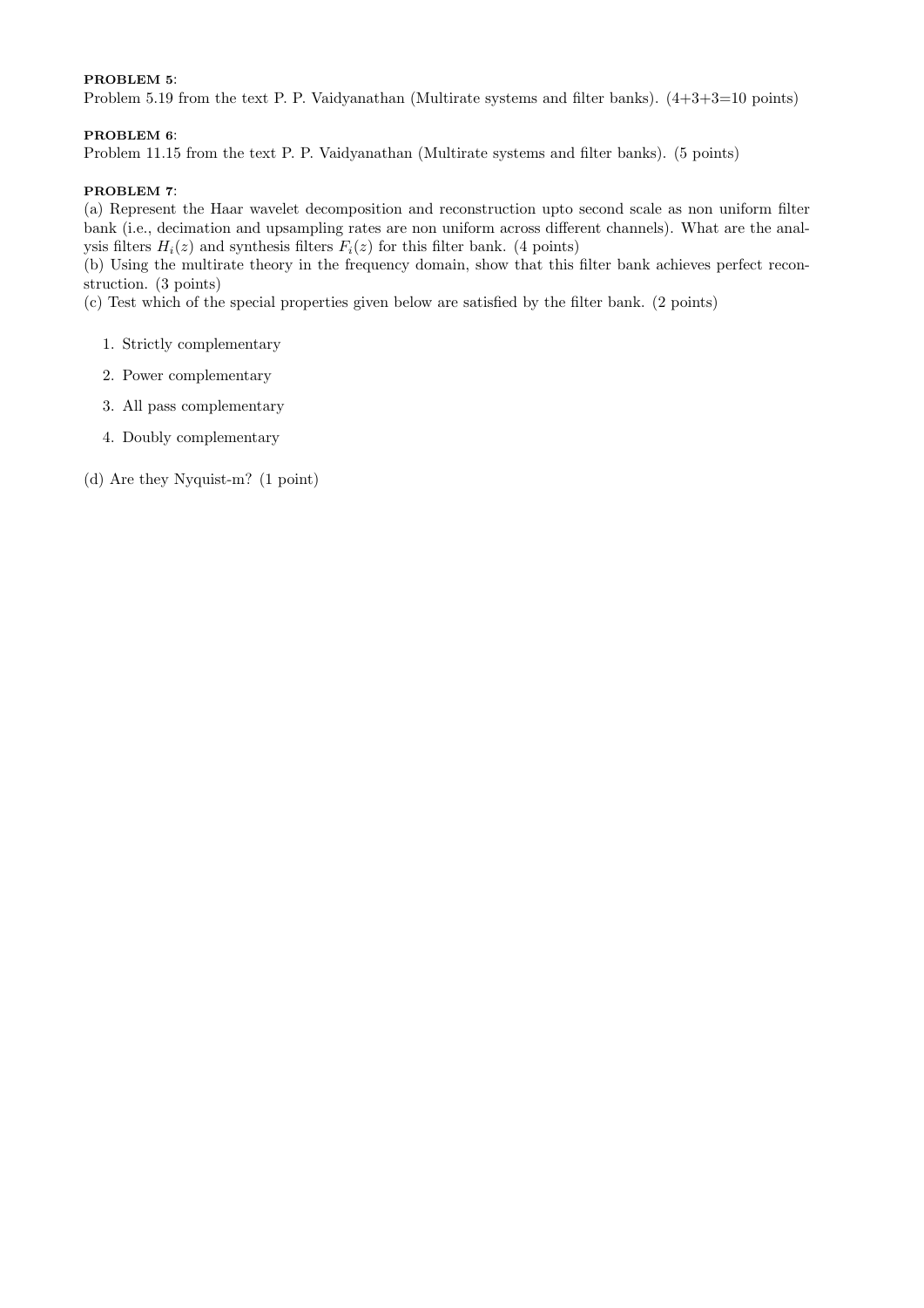**PROBLEM 5**:
Problem 5.19 from the text P. P. Vaidyanathan (Multirate systems and filter banks). (4+3+3=10 points)

**PROBLEM 6**:
Problem 11.15 from the text P. P. Vaidyanathan (Multirate systems and filter banks). (5 points)

**PROBLEM 7**:
(a) Represent the Haar wavelet decomposition and reconstruction upto second scale as non uniform filter bank (i.e., decimation and upsampling rates are non uniform across different channels). What are the analysis filters $H_i(z)$ and synthesis filters $F_i(z)$ for this filter bank. (4 points)
(b) Using the multirate theory in the frequency domain, show that this filter bank achieves perfect reconstruction. (3 points)
(c) Test which of the special properties given below are satisfied by the filter bank. (2 points)

1. Strictly complementary
2. Power complementary
3. All pass complementary
4. Doubly complementary

(d) Are they Nyquist-m? (1 point)